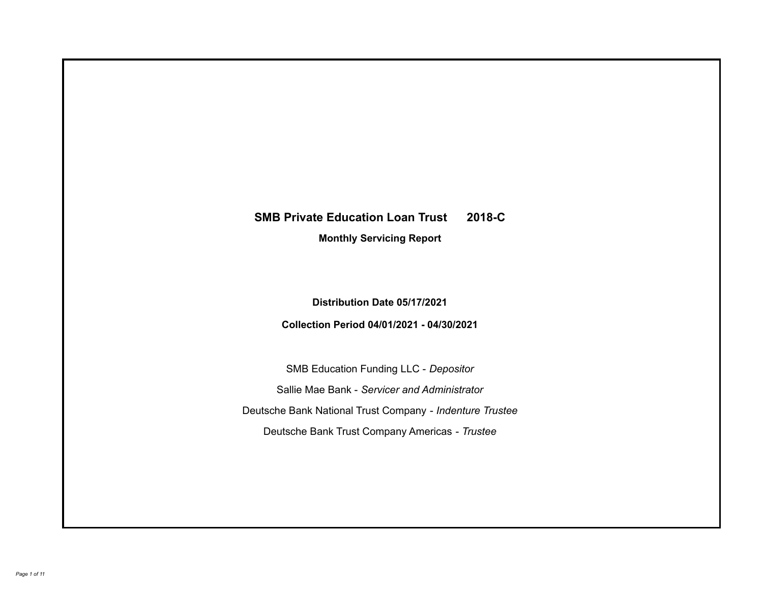# SMB Private Education Loan Trust 2018-C

**Monthly Servicing Report**

**Distribution Date 05/17/2021**

**Collection Period 04/01/2021 - 04/30/2021**

SMB Education Funding LLC - *Depositor*

Sallie Mae Bank - *Servicer and Administrator*

Deutsche Bank National Trust Company - *Indenture Trustee*

Deutsche Bank Trust Company Americas - *Trustee*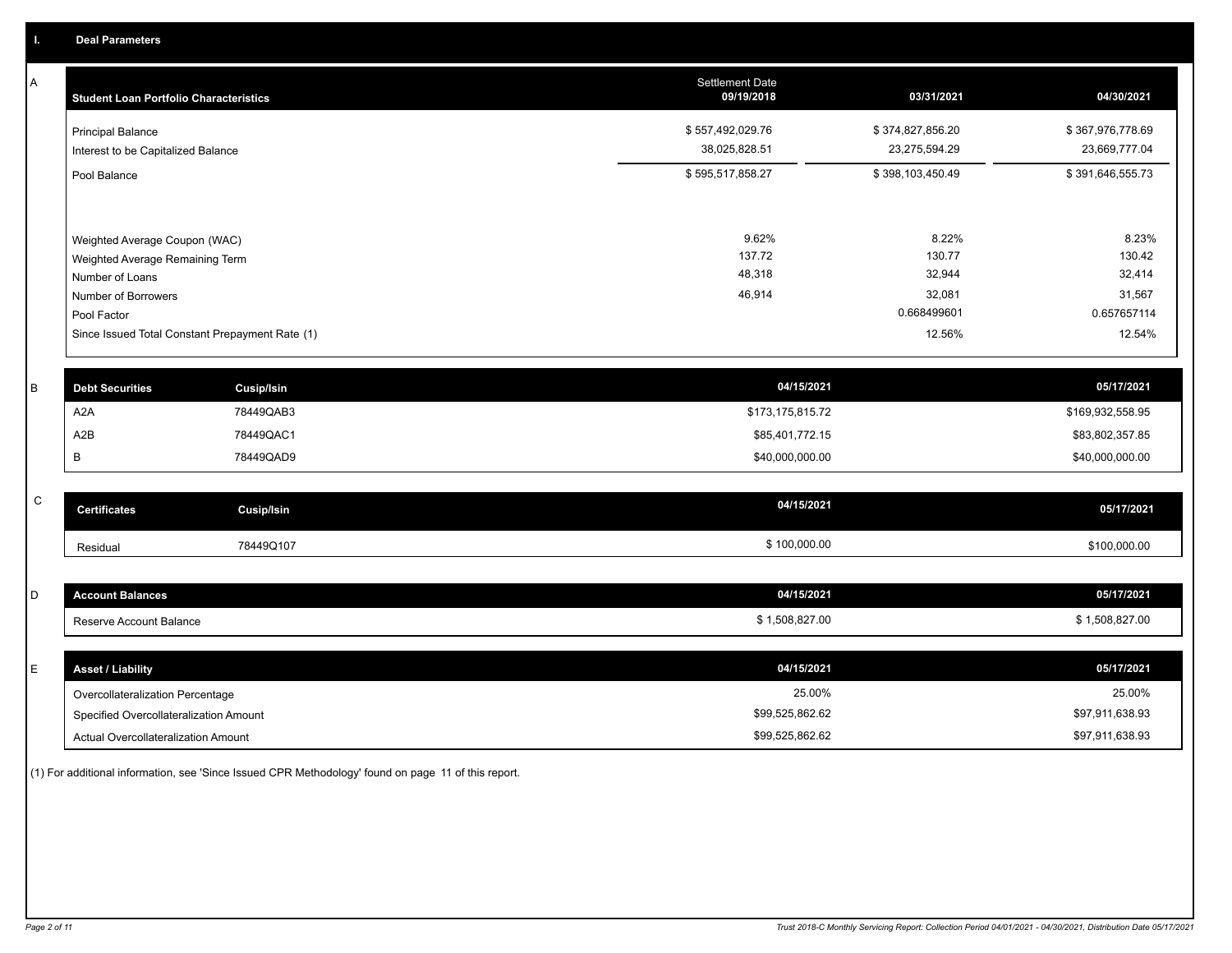## I. Deal Parameters

### A

| Student Loan Portfolio Characteristics | Settlement Date 09/19/2018 | 03/31/2021 | 04/30/2021 |
|---|---|---|---|
| Principal Balance | $ 557,492,029.76 | $ 374,827,856.20 | $ 367,976,778.69 |
| Interest to be Capitalized Balance | 38,025,828.51 | 23,275,594.29 | 23,669,777.04 |
| Pool Balance | $ 595,517,858.27 | $ 398,103,450.49 | $ 391,646,555.73 |
| Weighted Average Coupon (WAC) | 9.62% | 8.22% | 8.23% |
| Weighted Average Remaining Term | 137.72 | 130.77 | 130.42 |
| Number of Loans | 48,318 | 32,944 | 32,414 |
| Number of Borrowers | 46,914 | 32,081 | 31,567 |
| Pool Factor | | 0.668499601 | 0.657657114 |
| Since Issued Total Constant Prepayment Rate (1) | | 12.56% | 12.54% |

### B

| Debt Securities | Cusip/Isin | 04/15/2021 | 05/17/2021 |
|---|---|---|---|
| A2A | 78449QAB3 | $173,175,815.72 | $169,932,558.95 |
| A2B | 78449QAC1 | $85,401,772.15 | $83,802,357.85 |
| B | 78449QAD9 | $40,000,000.00 | $40,000,000.00 |

### C

| Certificates | Cusip/Isin | 04/15/2021 | 05/17/2021 |
|---|---|---|---|
| Residual | 78449Q107 | $ 100,000.00 | $100,000.00 |

### D

| Account Balances | 04/15/2021 | 05/17/2021 |
|---|---|---|
| Reserve Account Balance | $ 1,508,827.00 | $ 1,508,827.00 |

### E

| Asset / Liability | 04/15/2021 | 05/17/2021 |
|---|---|---|
| Overcollateralization Percentage | 25.00% | 25.00% |
| Specified Overcollateralization Amount | $99,525,862.62 | $97,911,638.93 |
| Actual Overcollateralization Amount | $99,525,862.62 | $97,911,638.93 |

(1) For additional information, see 'Since Issued CPR Methodology' found on page 11 of this report.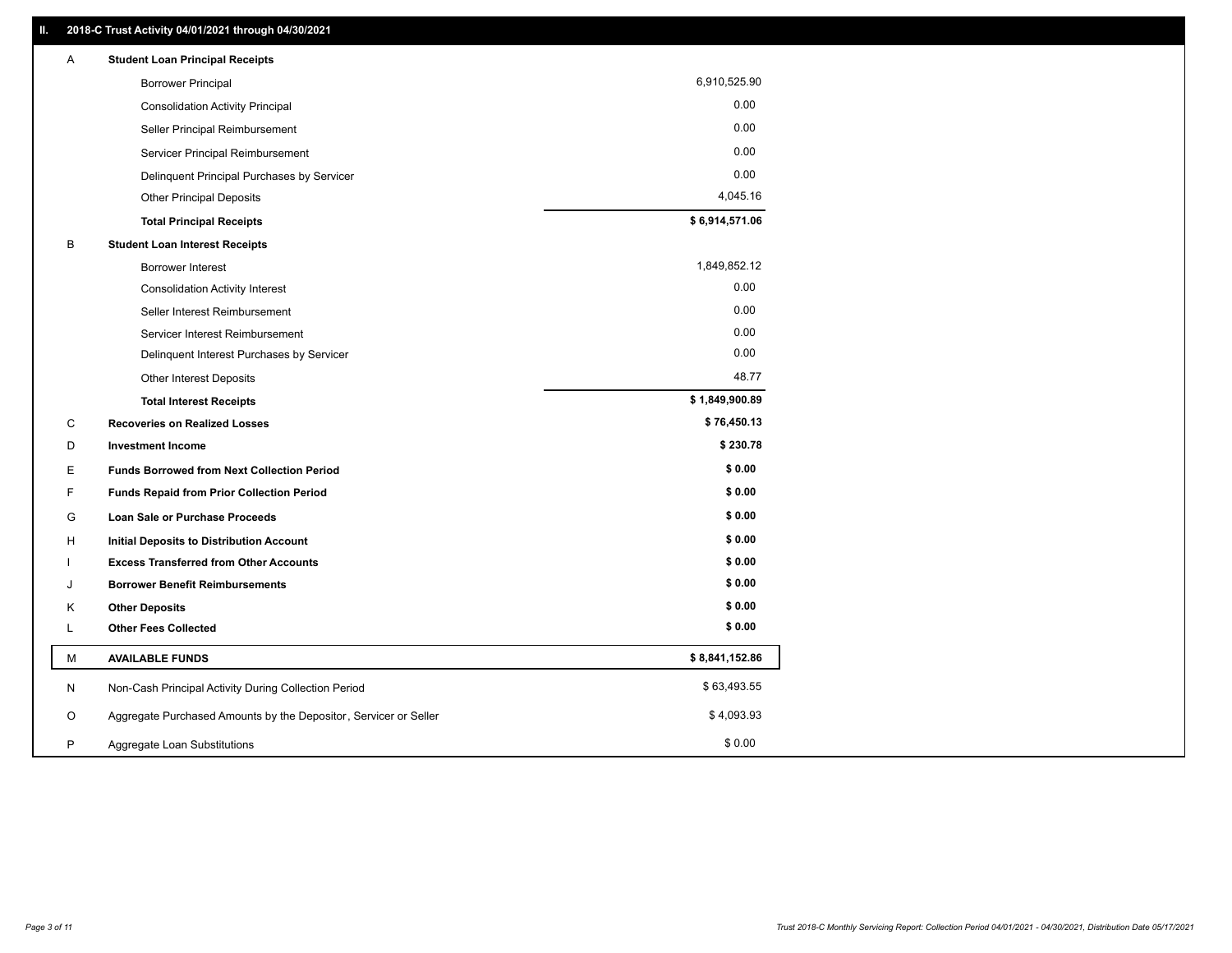## II. 2018-C Trust Activity 04/01/2021 through 04/30/2021

| | | |
|---|---|---|
| A | **Student Loan Principal Receipts** | |
| | Borrower Principal | 6,910,525.90 |
| | Consolidation Activity Principal | 0.00 |
| | Seller Principal Reimbursement | 0.00 |
| | Servicer Principal Reimbursement | 0.00 |
| | Delinquent Principal Purchases by Servicer | 0.00 |
| | Other Principal Deposits | 4,045.16 |
| | **Total Principal Receipts** | **$ 6,914,571.06** |
| B | **Student Loan Interest Receipts** | |
| | Borrower Interest | 1,849,852.12 |
| | Consolidation Activity Interest | 0.00 |
| | Seller Interest Reimbursement | 0.00 |
| | Servicer Interest Reimbursement | 0.00 |
| | Delinquent Interest Purchases by Servicer | 0.00 |
| | Other Interest Deposits | 48.77 |
| | **Total Interest Receipts** | **$ 1,849,900.89** |
| C | **Recoveries on Realized Losses** | **$ 76,450.13** |
| D | **Investment Income** | **$ 230.78** |
| E | **Funds Borrowed from Next Collection Period** | **$ 0.00** |
| F | **Funds Repaid from Prior Collection Period** | **$ 0.00** |
| G | **Loan Sale or Purchase Proceeds** | **$ 0.00** |
| H | **Initial Deposits to Distribution Account** | **$ 0.00** |
| I | **Excess Transferred from Other Accounts** | **$ 0.00** |
| J | **Borrower Benefit Reimbursements** | **$ 0.00** |
| K | **Other Deposits** | **$ 0.00** |
| L | **Other Fees Collected** | **$ 0.00** |
| M | **AVAILABLE FUNDS** | **$ 8,841,152.86** |
| N | Non-Cash Principal Activity During Collection Period | $ 63,493.55 |
| O | Aggregate Purchased Amounts by the Depositor, Servicer or Seller | $ 4,093.93 |
| P | Aggregate Loan Substitutions | $ 0.00 |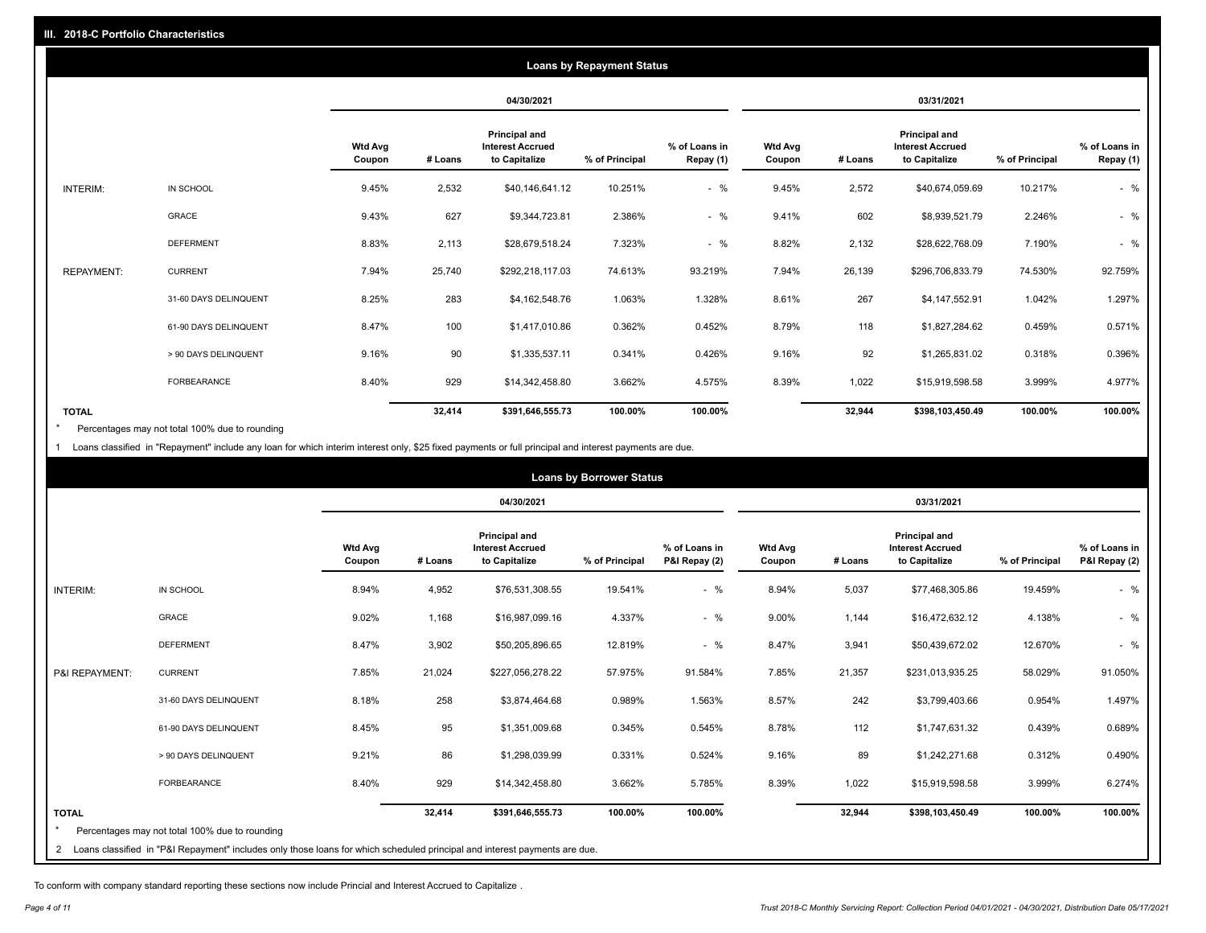## III. 2018-C Portfolio Characteristics

### Loans by Repayment Status

| | | 04/30/2021 | | | | | 03/31/2021 | | | | |
|---|---|---|---|---|---|---|---|---|---|---|---|
| | | Wtd Avg Coupon | # Loans | Principal and Interest Accrued to Capitalize | % of Principal | % of Loans in Repay (1) | Wtd Avg Coupon | # Loans | Principal and Interest Accrued to Capitalize | % of Principal | % of Loans in Repay (1) |
| INTERIM: | IN SCHOOL | 9.45% | 2,532 | $40,146,641.12 | 10.251% | - % | 9.45% | 2,572 | $40,674,059.69 | 10.217% | - % |
| | GRACE | 9.43% | 627 | $9,344,723.81 | 2.386% | - % | 9.41% | 602 | $8,939,521.79 | 2.246% | - % |
| | DEFERMENT | 8.83% | 2,113 | $28,679,518.24 | 7.323% | - % | 8.82% | 2,132 | $28,622,768.09 | 7.190% | - % |
| REPAYMENT: | CURRENT | 7.94% | 25,740 | $292,218,117.03 | 74.613% | 93.219% | 7.94% | 26,139 | $296,706,833.79 | 74.530% | 92.759% |
| | 31-60 DAYS DELINQUENT | 8.25% | 283 | $4,162,548.76 | 1.063% | 1.328% | 8.61% | 267 | $4,147,552.91 | 1.042% | 1.297% |
| | 61-90 DAYS DELINQUENT | 8.47% | 100 | $1,417,010.86 | 0.362% | 0.452% | 8.79% | 118 | $1,827,284.62 | 0.459% | 0.571% |
| | > 90 DAYS DELINQUENT | 9.16% | 90 | $1,335,537.11 | 0.341% | 0.426% | 9.16% | 92 | $1,265,831.02 | 0.318% | 0.396% |
| | FORBEARANCE | 8.40% | 929 | $14,342,458.80 | 3.662% | 4.575% | 8.39% | 1,022 | $15,919,598.58 | 3.999% | 4.977% |
| TOTAL | | | 32,414 | $391,646,555.73 | 100.00% | 100.00% | | 32,944 | $398,103,450.49 | 100.00% | 100.00% |

* Percentages may not total 100% due to rounding

1 Loans classified in "Repayment" include any loan for which interim interest only, $25 fixed payments or full principal and interest payments are due.

### Loans by Borrower Status

| | | 04/30/2021 | | | | | 03/31/2021 | | | | |
|---|---|---|---|---|---|---|---|---|---|---|---|
| | | Wtd Avg Coupon | # Loans | Principal and Interest Accrued to Capitalize | % of Principal | % of Loans in P&I Repay (2) | Wtd Avg Coupon | # Loans | Principal and Interest Accrued to Capitalize | % of Principal | % of Loans in P&I Repay (2) |
| INTERIM: | IN SCHOOL | 8.94% | 4,952 | $76,531,308.55 | 19.541% | - % | 8.94% | 5,037 | $77,468,305.86 | 19.459% | - % |
| | GRACE | 9.02% | 1,168 | $16,987,099.16 | 4.337% | - % | 9.00% | 1,144 | $16,472,632.12 | 4.138% | - % |
| | DEFERMENT | 8.47% | 3,902 | $50,205,896.65 | 12.819% | - % | 8.47% | 3,941 | $50,439,672.02 | 12.670% | - % |
| P&I REPAYMENT: | CURRENT | 7.85% | 21,024 | $227,056,278.22 | 57.975% | 91.584% | 7.85% | 21,357 | $231,013,935.25 | 58.029% | 91.050% |
| | 31-60 DAYS DELINQUENT | 8.18% | 258 | $3,874,464.68 | 0.989% | 1.563% | 8.57% | 242 | $3,799,403.66 | 0.954% | 1.497% |
| | 61-90 DAYS DELINQUENT | 8.45% | 95 | $1,351,009.68 | 0.345% | 0.545% | 8.78% | 112 | $1,747,631.32 | 0.439% | 0.689% |
| | > 90 DAYS DELINQUENT | 9.21% | 86 | $1,298,039.99 | 0.331% | 0.524% | 9.16% | 89 | $1,242,271.68 | 0.312% | 0.490% |
| | FORBEARANCE | 8.40% | 929 | $14,342,458.80 | 3.662% | 5.785% | 8.39% | 1,022 | $15,919,598.58 | 3.999% | 6.274% |
| TOTAL | | | 32,414 | $391,646,555.73 | 100.00% | 100.00% | | 32,944 | $398,103,450.49 | 100.00% | 100.00% |

* Percentages may not total 100% due to rounding

2 Loans classified in "P&I Repayment" includes only those loans for which scheduled principal and interest payments are due.

To conform with company standard reporting these sections now include Princial and Interest Accrued to Capitalize .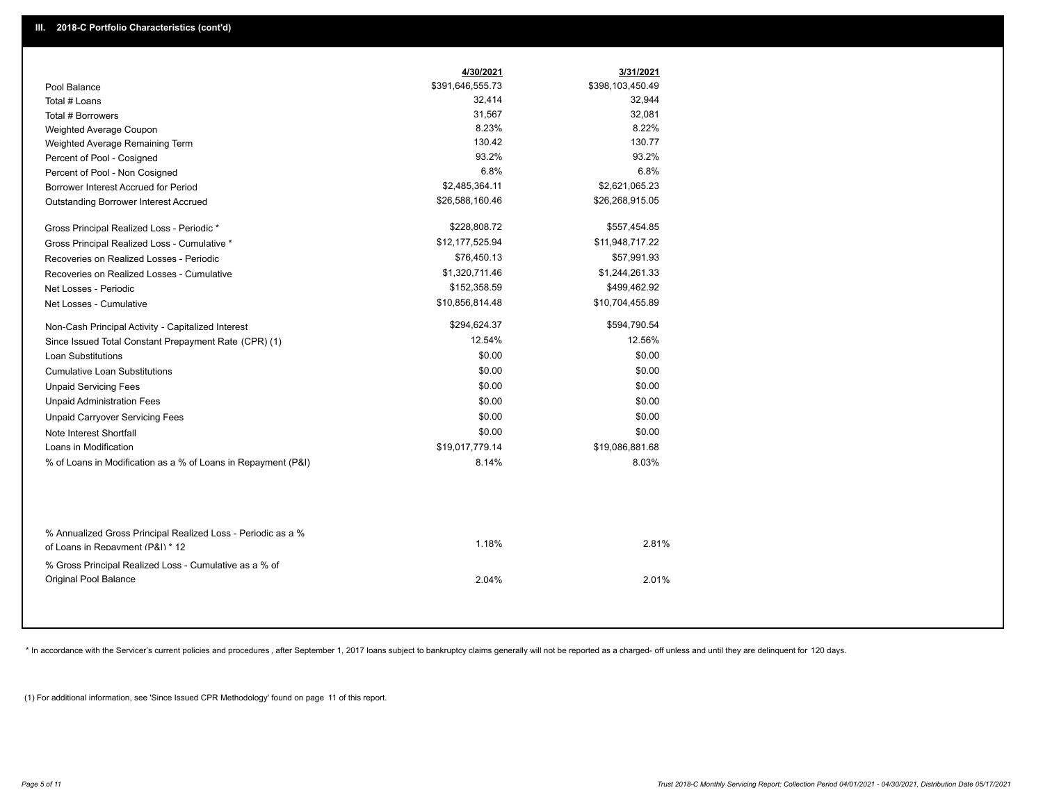## III. 2018-C Portfolio Characteristics (cont'd)

| | 4/30/2021 | 3/31/2021 |
|---|---|---|
| Pool Balance | $391,646,555.73 | $398,103,450.49 |
| Total # Loans | 32,414 | 32,944 |
| Total # Borrowers | 31,567 | 32,081 |
| Weighted Average Coupon | 8.23% | 8.22% |
| Weighted Average Remaining Term | 130.42 | 130.77 |
| Percent of Pool - Cosigned | 93.2% | 93.2% |
| Percent of Pool - Non Cosigned | 6.8% | 6.8% |
| Borrower Interest Accrued for Period | $2,485,364.11 | $2,621,065.23 |
| Outstanding Borrower Interest Accrued | $26,588,160.46 | $26,268,915.05 |
| Gross Principal Realized Loss - Periodic * | $228,808.72 | $557,454.85 |
| Gross Principal Realized Loss - Cumulative * | $12,177,525.94 | $11,948,717.22 |
| Recoveries on Realized Losses - Periodic | $76,450.13 | $57,991.93 |
| Recoveries on Realized Losses - Cumulative | $1,320,711.46 | $1,244,261.33 |
| Net Losses - Periodic | $152,358.59 | $499,462.92 |
| Net Losses - Cumulative | $10,856,814.48 | $10,704,455.89 |
| Non-Cash Principal Activity - Capitalized Interest | $294,624.37 | $594,790.54 |
| Since Issued Total Constant Prepayment Rate (CPR) (1) | 12.54% | 12.56% |
| Loan Substitutions | $0.00 | $0.00 |
| Cumulative Loan Substitutions | $0.00 | $0.00 |
| Unpaid Servicing Fees | $0.00 | $0.00 |
| Unpaid Administration Fees | $0.00 | $0.00 |
| Unpaid Carryover Servicing Fees | $0.00 | $0.00 |
| Note Interest Shortfall | $0.00 | $0.00 |
| Loans in Modification | $19,017,779.14 | $19,086,881.68 |
| % of Loans in Modification as a % of Loans in Repayment (P&I) | 8.14% | 8.03% |
| % Annualized Gross Principal Realized Loss - Periodic as a % of Loans in Repayment (P&I) * 12 | 1.18% | 2.81% |
| % Gross Principal Realized Loss - Cumulative as a % of Original Pool Balance | 2.04% | 2.01% |

* In accordance with the Servicer's current policies and procedures , after September 1, 2017 loans subject to bankruptcy claims generally will not be reported as a charged- off unless and until they are delinquent for 120 days.

(1) For additional information, see 'Since Issued CPR Methodology' found on page 11 of this report.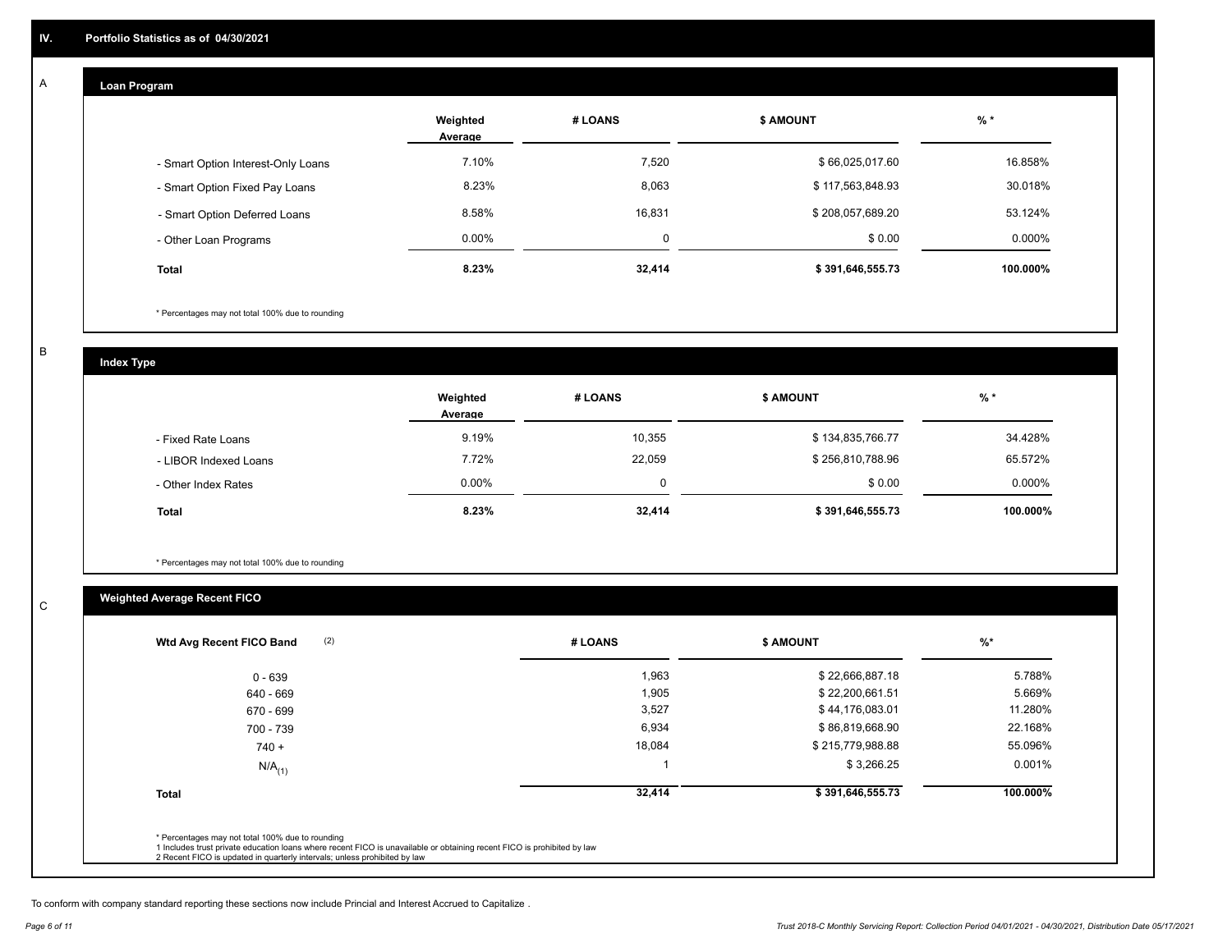## IV. Portfolio Statistics as of 04/30/2021

### A Loan Program

| | Weighted Average | # LOANS | $ AMOUNT | % * |
|---|---|---|---|---|
| - Smart Option Interest-Only Loans | 7.10% | 7,520 | $ 66,025,017.60 | 16.858% |
| - Smart Option Fixed Pay Loans | 8.23% | 8,063 | $ 117,563,848.93 | 30.018% |
| - Smart Option Deferred Loans | 8.58% | 16,831 | $ 208,057,689.20 | 53.124% |
| - Other Loan Programs | 0.00% | 0 | $ 0.00 | 0.000% |
| **Total** | **8.23%** | **32,414** | **$ 391,646,555.73** | **100.000%** |

* Percentages may not total 100% due to rounding

### B Index Type

| | Weighted Average | # LOANS | $ AMOUNT | % * |
|---|---|---|---|---|
| - Fixed Rate Loans | 9.19% | 10,355 | $ 134,835,766.77 | 34.428% |
| - LIBOR Indexed Loans | 7.72% | 22,059 | $ 256,810,788.96 | 65.572% |
| - Other Index Rates | 0.00% | 0 | $ 0.00 | 0.000% |
| **Total** | **8.23%** | **32,414** | **$ 391,646,555.73** | **100.000%** |

* Percentages may not total 100% due to rounding

### C Weighted Average Recent FICO

| Wtd Avg Recent FICO Band (2) | # LOANS | $ AMOUNT | %* |
|---|---|---|---|
| 0 - 639 | 1,963 | $ 22,666,887.18 | 5.788% |
| 640 - 669 | 1,905 | $ 22,200,661.51 | 5.669% |
| 670 - 699 | 3,527 | $ 44,176,083.01 | 11.280% |
| 700 - 739 | 6,934 | $ 86,819,668.90 | 22.168% |
| 740 + | 18,084 | $ 215,779,988.88 | 55.096% |
| N/A(1) | 1 | $ 3,266.25 | 0.001% |
| **Total** | **32,414** | **$ 391,646,555.73** | **100.000%** |

* Percentages may not total 100% due to rounding
1 Includes trust private education loans where recent FICO is unavailable or obtaining recent FICO is prohibited by law
2 Recent FICO is updated in quarterly intervals; unless prohibited by law

To conform with company standard reporting these sections now include Princial and Interest Accrued to Capitalize .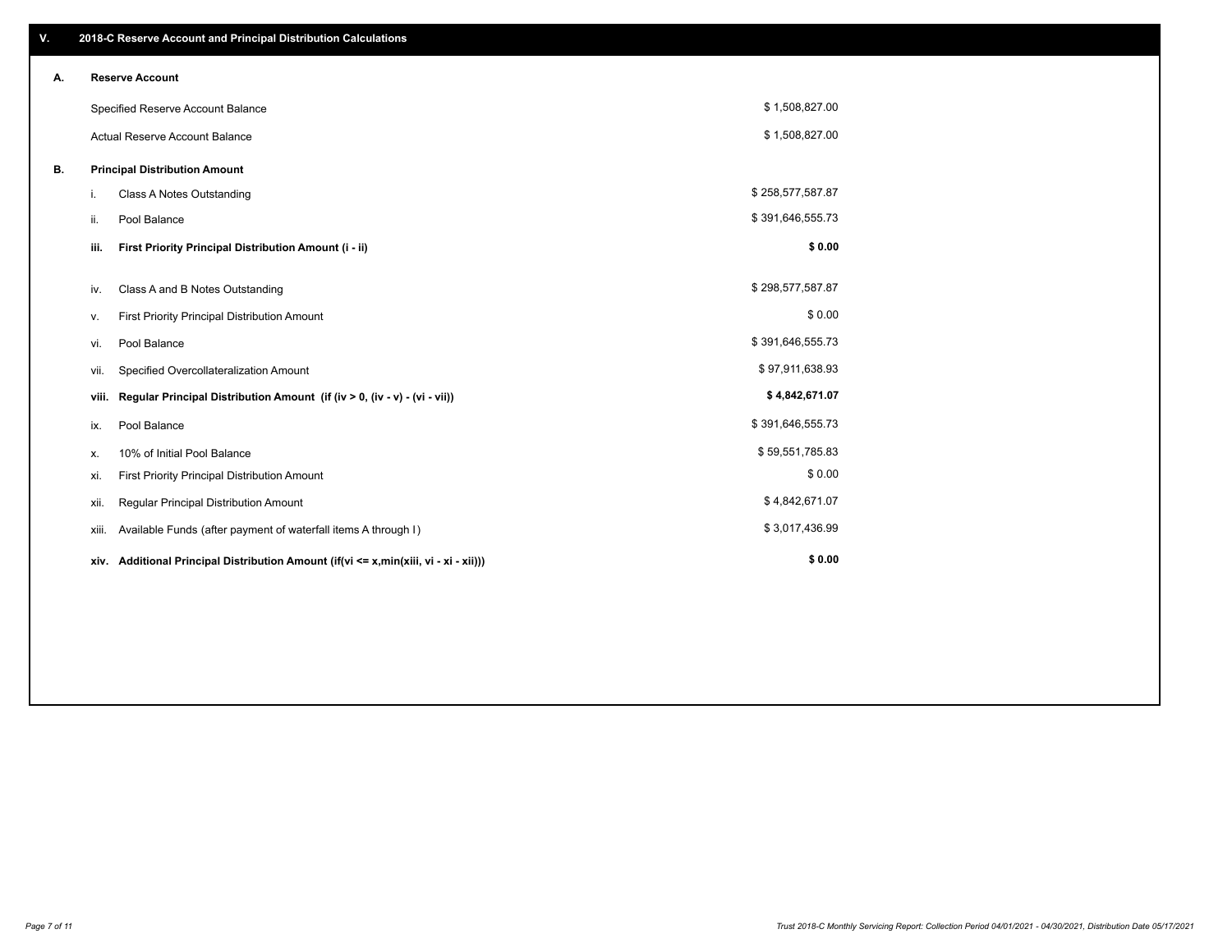## V. 2018-C Reserve Account and Principal Distribution Calculations

### A. Reserve Account

| | |
|---|---|
| Specified Reserve Account Balance | $ 1,508,827.00 |
| Actual Reserve Account Balance | $ 1,508,827.00 |

### B. Principal Distribution Amount

| | | |
|---|---|---|
| i. | Class A Notes Outstanding | $ 258,577,587.87 |
| ii. | Pool Balance | $ 391,646,555.73 |
| **iii.** | **First Priority Principal Distribution Amount (i - ii)** | **$ 0.00** |
| iv. | Class A and B Notes Outstanding | $ 298,577,587.87 |
| v. | First Priority Principal Distribution Amount | $ 0.00 |
| vi. | Pool Balance | $ 391,646,555.73 |
| vii. | Specified Overcollateralization Amount | $ 97,911,638.93 |
| **viii.** | **Regular Principal Distribution Amount (if (iv > 0, (iv - v) - (vi - vii))** | **$ 4,842,671.07** |
| ix. | Pool Balance | $ 391,646,555.73 |
| x. | 10% of Initial Pool Balance | $ 59,551,785.83 |
| xi. | First Priority Principal Distribution Amount | $ 0.00 |
| xii. | Regular Principal Distribution Amount | $ 4,842,671.07 |
| xiii. | Available Funds (after payment of waterfall items A through I) | $ 3,017,436.99 |
| **xiv.** | **Additional Principal Distribution Amount (if(vi <= x,min(xiii, vi - xi - xii)))** | **$ 0.00** |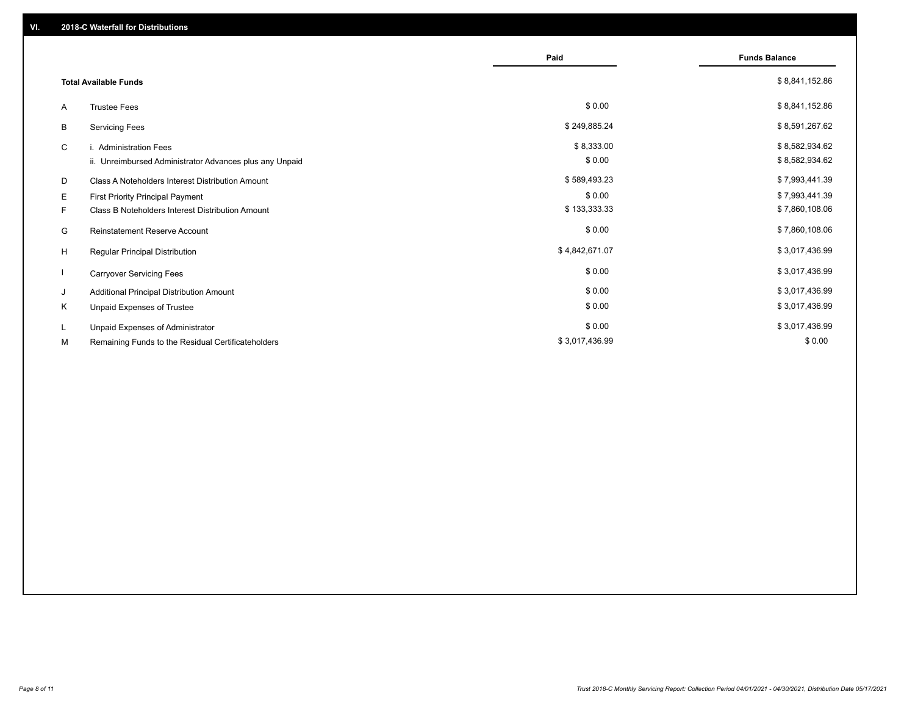## VI. 2018-C Waterfall for Distributions

| | | Paid | Funds Balance |
|---|---|---|---|
| | **Total Available Funds** | | $ 8,841,152.86 |
| A | Trustee Fees | $ 0.00 | $ 8,841,152.86 |
| B | Servicing Fees | $ 249,885.24 | $ 8,591,267.62 |
| C | i. Administration Fees | $ 8,333.00 | $ 8,582,934.62 |
| | ii. Unreimbursed Administrator Advances plus any Unpaid | $ 0.00 | $ 8,582,934.62 |
| D | Class A Noteholders Interest Distribution Amount | $ 589,493.23 | $ 7,993,441.39 |
| E | First Priority Principal Payment | $ 0.00 | $ 7,993,441.39 |
| F | Class B Noteholders Interest Distribution Amount | $ 133,333.33 | $ 7,860,108.06 |
| G | Reinstatement Reserve Account | $ 0.00 | $ 7,860,108.06 |
| H | Regular Principal Distribution | $ 4,842,671.07 | $ 3,017,436.99 |
| I | Carryover Servicing Fees | $ 0.00 | $ 3,017,436.99 |
| J | Additional Principal Distribution Amount | $ 0.00 | $ 3,017,436.99 |
| K | Unpaid Expenses of Trustee | $ 0.00 | $ 3,017,436.99 |
| L | Unpaid Expenses of Administrator | $ 0.00 | $ 3,017,436.99 |
| M | Remaining Funds to the Residual Certificateholders | $ 3,017,436.99 | $ 0.00 |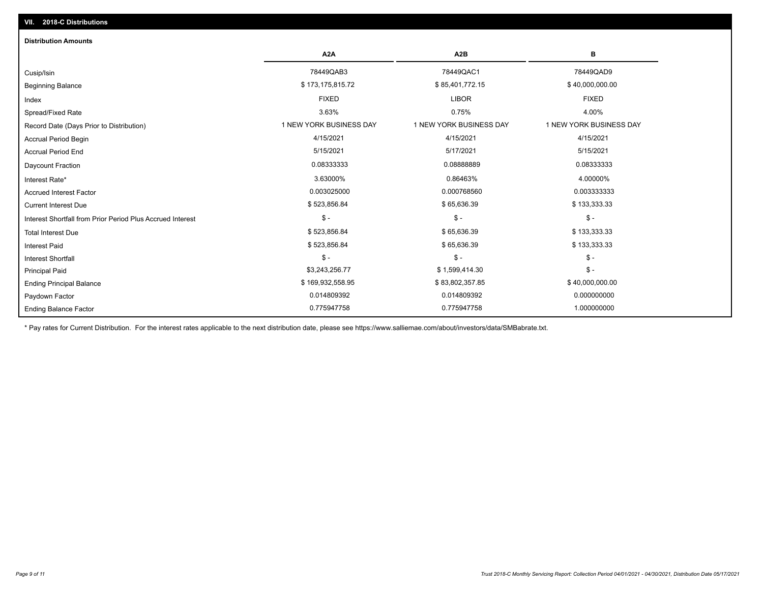## VII. 2018-C Distributions

### Distribution Amounts

| | A2A | A2B | B |
|---|---|---|---|
| Cusip/Isin | 78449QAB3 | 78449QAC1 | 78449QAD9 |
| Beginning Balance | $ 173,175,815.72 | $ 85,401,772.15 | $ 40,000,000.00 |
| Index | FIXED | LIBOR | FIXED |
| Spread/Fixed Rate | 3.63% | 0.75% | 4.00% |
| Record Date (Days Prior to Distribution) | 1 NEW YORK BUSINESS DAY | 1 NEW YORK BUSINESS DAY | 1 NEW YORK BUSINESS DAY |
| Accrual Period Begin | 4/15/2021 | 4/15/2021 | 4/15/2021 |
| Accrual Period End | 5/15/2021 | 5/17/2021 | 5/15/2021 |
| Daycount Fraction | 0.08333333 | 0.08888889 | 0.08333333 |
| Interest Rate* | 3.63000% | 0.86463% | 4.00000% |
| Accrued Interest Factor | 0.003025000 | 0.000768560 | 0.003333333 |
| Current Interest Due | $ 523,856.84 | $ 65,636.39 | $ 133,333.33 |
| Interest Shortfall from Prior Period Plus Accrued Interest | $ - | $ - | $ - |
| Total Interest Due | $ 523,856.84 | $ 65,636.39 | $ 133,333.33 |
| Interest Paid | $ 523,856.84 | $ 65,636.39 | $ 133,333.33 |
| Interest Shortfall | $ - | $ - | $ - |
| Principal Paid | $3,243,256.77 | $ 1,599,414.30 | $ - |
| Ending Principal Balance | $ 169,932,558.95 | $ 83,802,357.85 | $ 40,000,000.00 |
| Paydown Factor | 0.014809392 | 0.014809392 | 0.000000000 |
| Ending Balance Factor | 0.775947758 | 0.775947758 | 1.000000000 |

* Pay rates for Current Distribution. For the interest rates applicable to the next distribution date, please see https://www.salliemae.com/about/investors/data/SMBabrate.txt.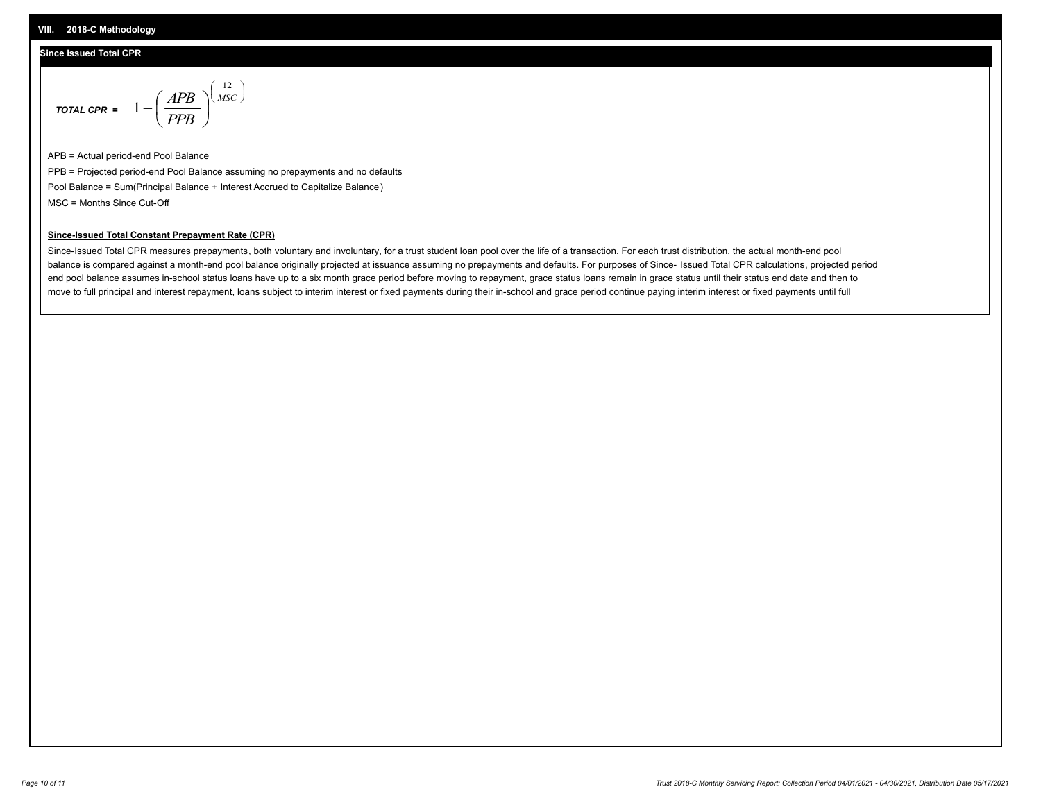## VIII. 2018-C Methodology

### Since Issued Total CPR

$$\textbf{TOTAL CPR} = 1 - \left( \frac{APB}{PPB} \right)^{\left( \frac{12}{MSC} \right)}$$

APB = Actual period-end Pool Balance

PPB = Projected period-end Pool Balance assuming no prepayments and no defaults

Pool Balance = Sum(Principal Balance + Interest Accrued to Capitalize Balance)

MSC = Months Since Cut-Off

**Since-Issued Total Constant Prepayment Rate (CPR)**

Since-Issued Total CPR measures prepayments, both voluntary and involuntary, for a trust student loan pool over the life of a transaction. For each trust distribution, the actual month-end pool balance is compared against a month-end pool balance originally projected at issuance assuming no prepayments and defaults. For purposes of Since- Issued Total CPR calculations, projected period end pool balance assumes in-school status loans have up to a six month grace period before moving to repayment, grace status loans remain in grace status until their status end date and then to move to full principal and interest repayment, loans subject to interim interest or fixed payments during their in-school and grace period continue paying interim interest or fixed payments until full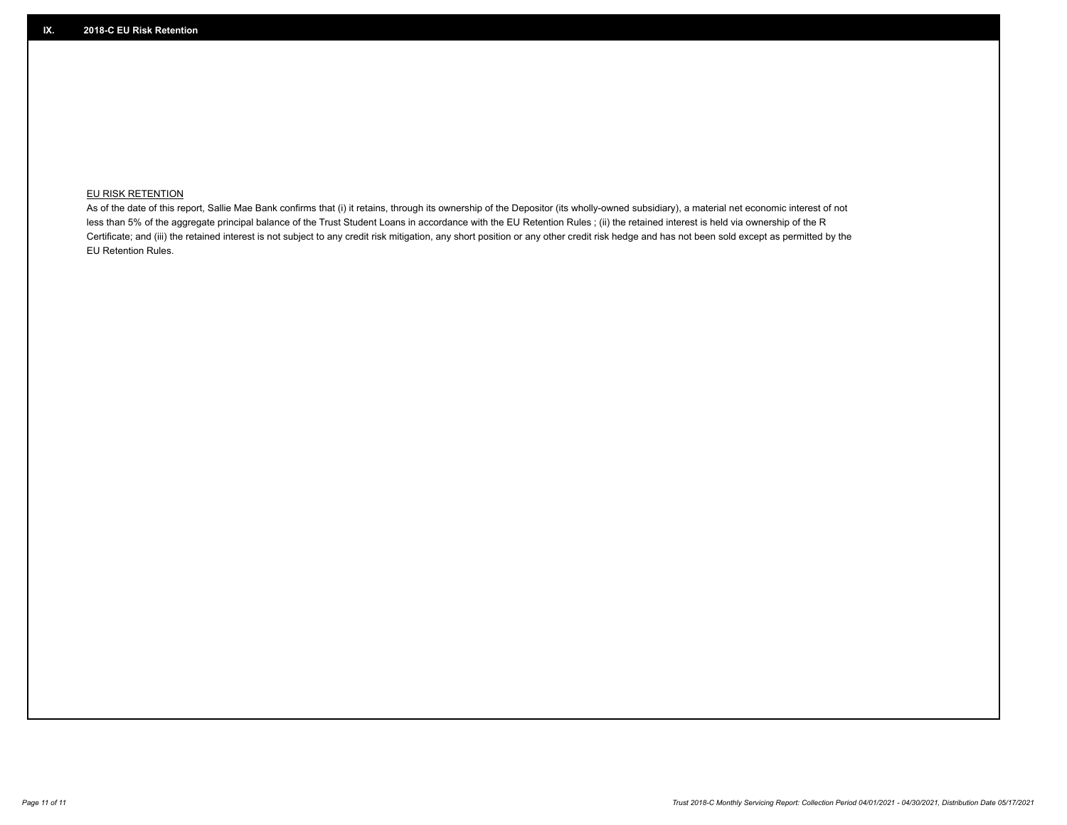## IX. 2018-C EU Risk Retention

EU RISK RETENTION

As of the date of this report, Sallie Mae Bank confirms that (i) it retains, through its ownership of the Depositor (its wholly-owned subsidiary), a material net economic interest of not less than 5% of the aggregate principal balance of the Trust Student Loans in accordance with the EU Retention Rules ; (ii) the retained interest is held via ownership of the R Certificate; and (iii) the retained interest is not subject to any credit risk mitigation, any short position or any other credit risk hedge and has not been sold except as permitted by the EU Retention Rules.